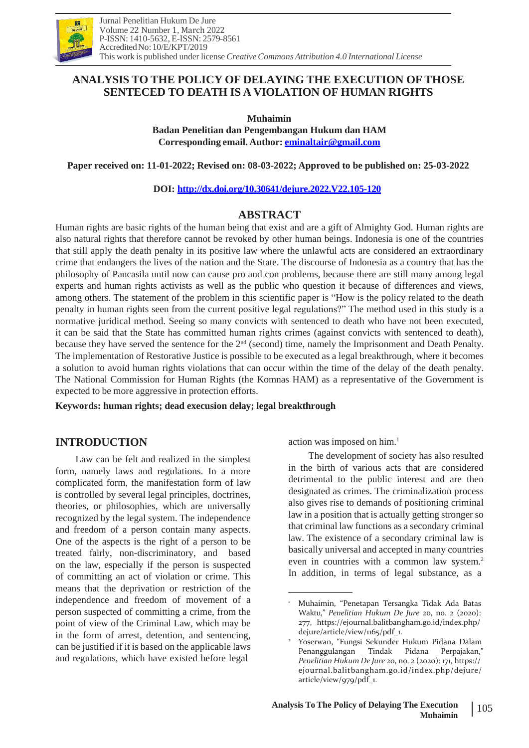# ANALYSIS TO THE POLICY OF DELAYING THE EXECUTION OF THOSE SENTECED TO DEATH IS A VIOLATION OF HUMAN RIGHTS

**Muhaimin**

**Badan Penelitian dan Pengembangan Hukum dan HAM**

**Corresponding email. Author: eminaltair@gmail.com**

**Paper received on: 11-01-2022; Revised on: 08-03-2022; Approved to be published on: 25-03-2022**

**DOI: http://dx.doi.org/10.30641/dejure.2022.V22.105-120**

## ABSTRACT

Human rights are basic rights of the human being that exist and are a gift of Almighty God. Human rights are also natural rights that therefore cannot be revoked by other human beings. Indonesia is one of the countries that still apply the death penalty in its positive law where the unlawful acts are considered an extraordinary crime that endangers the lives of the nation and the State. The discourse of Indonesia as a country that has the philosophy of Pancasila until now can cause pro and con problems, because there are still many among legal experts and human rights activists as well as the public who question it because of differences and views, among others. The statement of the problem in this scientific paper is "How is the policy related to the death penalty in human rights seen from the current positive legal regulations?" The method used in this study is a normative juridical method. Seeing so many convicts with sentenced to death who have not been executed, it can be said that the State has committed human rights crimes (against convicts with sentenced to death), because they have served the sentence for the 2nd (second) time, namely the Imprisonment and Death Penalty. The implementation of Restorative Justice is possible to be executed as a legal breakthrough, where it becomes a solution to avoid human rights violations that can occur within the time of the delay of the death penalty. The National Commission for Human Rights (the Komnas HAM) as a representative of the Government is expected to be more aggressive in protection efforts.

**Keywords: human rights; dead execusion delay; legal breakthrough**

## INTRODUCTION

Law can be felt and realized in the simplest form, namely laws and regulations. In a more complicated form, the manifestation form of law is controlled by several legal principles, doctrines, theories, or philosophies, which are universally recognized by the legal system. The independence and freedom of a person contain many aspects. One of the aspects is the right of a person to be treated fairly, non-discriminatory, and based on the law, especially if the person is suspected of committing an act of violation or crime. This means that the deprivation or restriction of the independence and freedom of movement of a person suspected of committing a crime, from the point of view of the Criminal Law, which may be in the form of arrest, detention, and sentencing, can be justified if it is based on the applicable laws and regulations, which have existed before legal action was imposed on him.[1]

The development of society has also resulted in the birth of various acts that are considered detrimental to the public interest and are then designated as crimes. The criminalization process also gives rise to demands of positioning criminal law in a position that is actually getting stronger so that criminal law functions as a secondary criminal law. The existence of a secondary criminal law is basically universal and accepted in many countries even in countries with a common law system.[2] In addition, in terms of legal substance, as a

---

[1] Muhaimin, "Penetapan Tersangka Tidak Ada Batas Waktu," *Penelitian Hukum De Jure* 20, no. 2 (2020): 277, https://ejournal.balitbangham.go.id/index.php/dejure/article/view/1165/pdf_1.

[2] Yoserwan, "Fungsi Sekunder Hukum Pidana Dalam Penanggulangan Tindak Pidana Perpajakan," *Penelitian Hukum De Jure* 20, no. 2 (2020): 171, https://ejournal.balitbangham.go.id/index.php/dejure/article/view/979/pdf_1.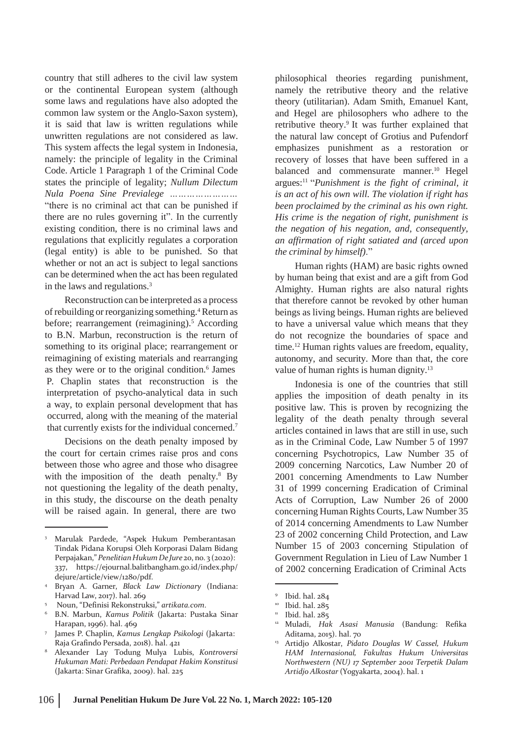country that still adheres to the civil law system or the continental European system (although some laws and regulations have also adopted the common law system or the Anglo-Saxon system), it is said that law is written regulations while unwritten regulations are not considered as law. This system affects the legal system in Indonesia, namely: the principle of legality in the Criminal Code. Article 1 Paragraph 1 of the Criminal Code states the principle of legality; *Nullum Dilectum Nula Poena Sine Previalege ……………………* "there is no criminal act that can be punished if there are no rules governing it". In the currently existing condition, there is no criminal laws and regulations that explicitly regulates a corporation (legal entity) is able to be punished. So that whether or not an act is subject to legal sanctions can be determined when the act has been regulated in the laws and regulations.[3]

Reconstruction can be interpreted as a process of rebuilding or reorganizing something.[4] Return as before; rearrangement (reimagining).[5] According to B.N. Marbun, reconstruction is the return of something to its original place; rearrangement or reimagining of existing materials and rearranging as they were or to the original condition.[6] James P. Chaplin states that reconstruction is the interpretation of psycho-analytical data in such a way, to explain personal development that has occurred, along with the meaning of the material that currently exists for the individual concerned.[7]

Decisions on the death penalty imposed by the court for certain crimes raise pros and cons between those who agree and those who disagree with the imposition of the death penalty.[8] By not questioning the legality of the death penalty, in this study, the discourse on the death penalty will be raised again. In general, there are two philosophical theories regarding punishment, namely the retributive theory and the relative theory (utilitarian). Adam Smith, Emanuel Kant, and Hegel are philosophers who adhere to the retributive theory.[9] It was further explained that the natural law concept of Grotius and Pufendorf emphasizes punishment as a restoration or recovery of losses that have been suffered in a balanced and commensurate manner.[10] Hegel argues:[11] "*Punishment is the fight of criminal, it is an act of his own will. The violation if right has been proclaimed by the criminal as his own right. His crime is the negation of right, punishment is the negation of his negation, and, consequently, an affirmation of right satiated and (arced upon the criminal by himself).*"

Human rights (HAM) are basic rights owned by human being that exist and are a gift from God Almighty. Human rights are also natural rights that therefore cannot be revoked by other human beings as living beings. Human rights are believed to have a universal value which means that they do not recognize the boundaries of space and time.[12] Human rights values are freedom, equality, autonomy, and security. More than that, the core value of human rights is human dignity.[13]

Indonesia is one of the countries that still applies the imposition of death penalty in its positive law. This is proven by recognizing the legality of the death penalty through several articles contained in laws that are still in use, such as in the Criminal Code, Law Number 5 of 1997 concerning Psychotropics, Law Number 35 of 2009 concerning Narcotics, Law Number 20 of 2001 concerning Amendments to Law Number 31 of 1999 concerning Eradication of Criminal Acts of Corruption, Law Number 26 of 2000 concerning Human Rights Courts, Law Number 35 of 2014 concerning Amendments to Law Number 23 of 2002 concerning Child Protection, and Law Number 15 of 2003 concerning Stipulation of Government Regulation in Lieu of Law Number 1 of 2002 concerning Eradication of Criminal Acts

---

[3] Marulak Pardede, "Aspek Hukum Pemberantasan Tindak Pidana Korupsi Oleh Korporasi Dalam Bidang Perpajakan," *Penelitian Hukum De Jure* 20, no. 3 (2020): 337, https://ejournal.balitbangham.go.id/index.php/dejure/article/view/1280/pdf.

[4] Bryan A. Garner, *Black Law Dictionary* (Indiana: Harvad Law, 2017). hal. 269

[5] Noun, "Definisi Rekonstruksi," *artikata.com*.

[6] B.N. Marbun, *Kamus Politik* (Jakarta: Pustaka Sinar Harapan, 1996). hal. 469

[7] James P. Chaplin, *Kamus Lengkap Psikologi* (Jakarta: Raja Grafindo Persada, 2018). hal. 421

[8] Alexander Lay Todung Mulya Lubis, *Kontroversi Hukuman Mati: Perbedaan Pendapat Hakim Konstitusi* (Jakarta: Sinar Grafika, 2009). hal. 225

[9] Ibid. hal. 284

[10] Ibid. hal. 285

[11] Ibid. hal. 285

[12] Muladi, *Hak Asasi Manusia* (Bandung: Refika Aditama, 2015). hal. 70

[13] Artidjo Alkostar, *Pidato Douglas W Cassel, Hukum HAM Internasional, Fakultas Hukum Universitas Northwestern (NU) 17 September 2001 Terpetik Dalam Artidjo Alkostar* (Yogyakarta, 2004). hal. 1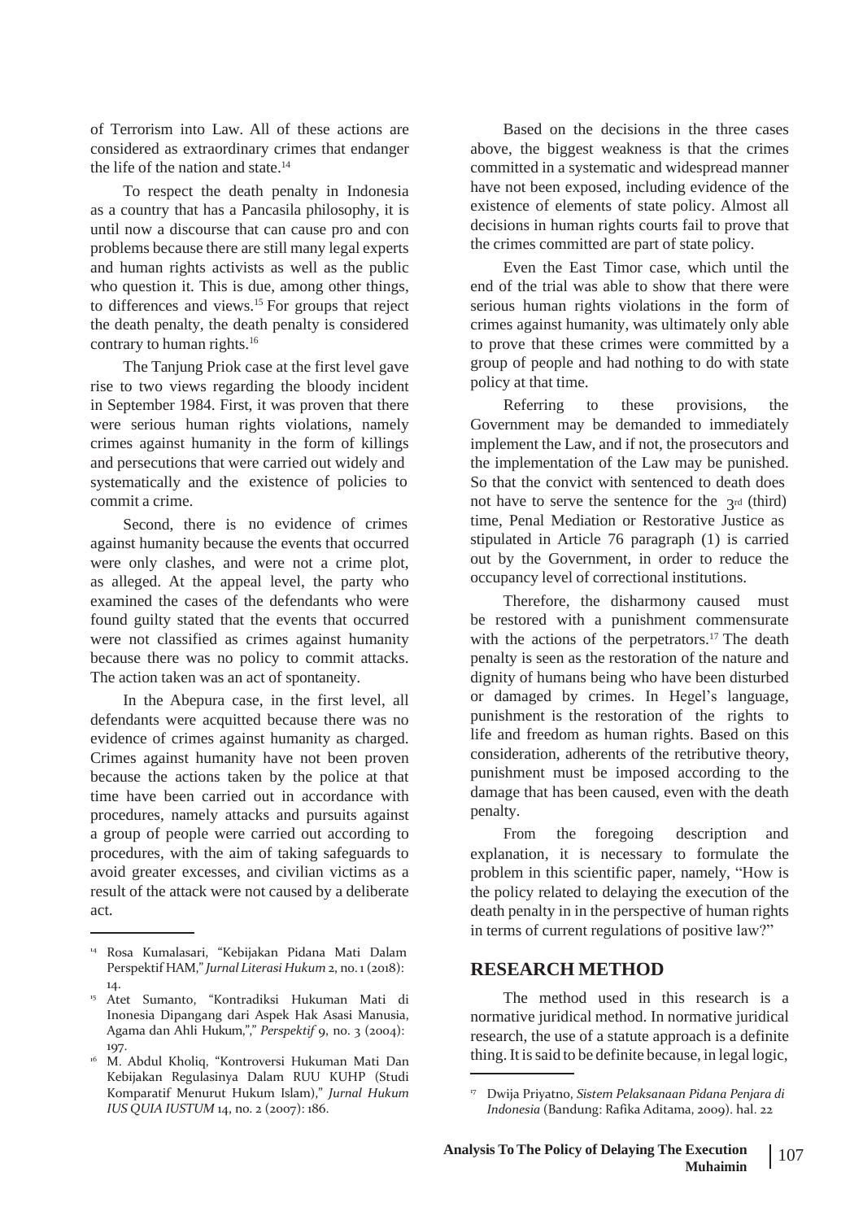of Terrorism into Law. All of these actions are considered as extraordinary crimes that endanger the life of the nation and state.[14]

To respect the death penalty in Indonesia as a country that has a Pancasila philosophy, it is until now a discourse that can cause pro and con problems because there are still many legal experts and human rights activists as well as the public who question it. This is due, among other things, to differences and views.[15] For groups that reject the death penalty, the death penalty is considered contrary to human rights.[16]

The Tanjung Priok case at the first level gave rise to two views regarding the bloody incident in September 1984. First, it was proven that there were serious human rights violations, namely crimes against humanity in the form of killings and persecutions that were carried out widely and systematically and the existence of policies to commit a crime.

Second, there is no evidence of crimes against humanity because the events that occurred were only clashes, and were not a crime plot, as alleged. At the appeal level, the party who examined the cases of the defendants who were found guilty stated that the events that occurred were not classified as crimes against humanity because there was no policy to commit attacks. The action taken was an act of spontaneity.

In the Abepura case, in the first level, all defendants were acquitted because there was no evidence of crimes against humanity as charged. Crimes against humanity have not been proven because the actions taken by the police at that time have been carried out in accordance with procedures, namely attacks and pursuits against a group of people were carried out according to procedures, with the aim of taking safeguards to avoid greater excesses, and civilian victims as a result of the attack were not caused by a deliberate act.

Based on the decisions in the three cases above, the biggest weakness is that the crimes committed in a systematic and widespread manner have not been exposed, including evidence of the existence of elements of state policy. Almost all decisions in human rights courts fail to prove that the crimes committed are part of state policy.

Even the East Timor case, which until the end of the trial was able to show that there were serious human rights violations in the form of crimes against humanity, was ultimately only able to prove that these crimes were committed by a group of people and had nothing to do with state policy at that time.

Referring to these provisions, the Government may be demanded to immediately implement the Law, and if not, the prosecutors and the implementation of the Law may be punished. So that the convict with sentenced to death does not have to serve the sentence for the 3rd (third) time, Penal Mediation or Restorative Justice as stipulated in Article 76 paragraph (1) is carried out by the Government, in order to reduce the occupancy level of correctional institutions.

Therefore, the disharmony caused must be restored with a punishment commensurate with the actions of the perpetrators.[17] The death penalty is seen as the restoration of the nature and dignity of humans being who have been disturbed or damaged by crimes. In Hegel's language, punishment is the restoration of the rights to life and freedom as human rights. Based on this consideration, adherents of the retributive theory, punishment must be imposed according to the damage that has been caused, even with the death penalty.

From the foregoing description and explanation, it is necessary to formulate the problem in this scientific paper, namely, "How is the policy related to delaying the execution of the death penalty in in the perspective of human rights in terms of current regulations of positive law?"

## RESEARCH METHOD

The method used in this research is a normative juridical method. In normative juridical research, the use of a statute approach is a definite thing. It is said to be definite because, in legal logic,

---

[14] Rosa Kumalasari, "Kebijakan Pidana Mati Dalam Perspektif HAM," *Jurnal Literasi Hukum* 2, no. 1 (2018): 14.

[15] Atet Sumanto, "Kontradiksi Hukuman Mati di Inonesia Dipangang dari Aspek Hak Asasi Manusia, Agama dan Ahli Hukum,"," *Perspektif* 9, no. 3 (2004): 197.

[16] M. Abdul Kholiq, "Kontroversi Hukuman Mati Dan Kebijakan Regulasinya Dalam RUU KUHP (Studi Komparatif Menurut Hukum Islam)," *Jurnal Hukum IUS QUIA IUSTUM* 14, no. 2 (2007): 186.

[17] Dwija Priyatno, *Sistem Pelaksanaan Pidana Penjara di Indonesia* (Bandung: Rafika Aditama, 2009). hal. 22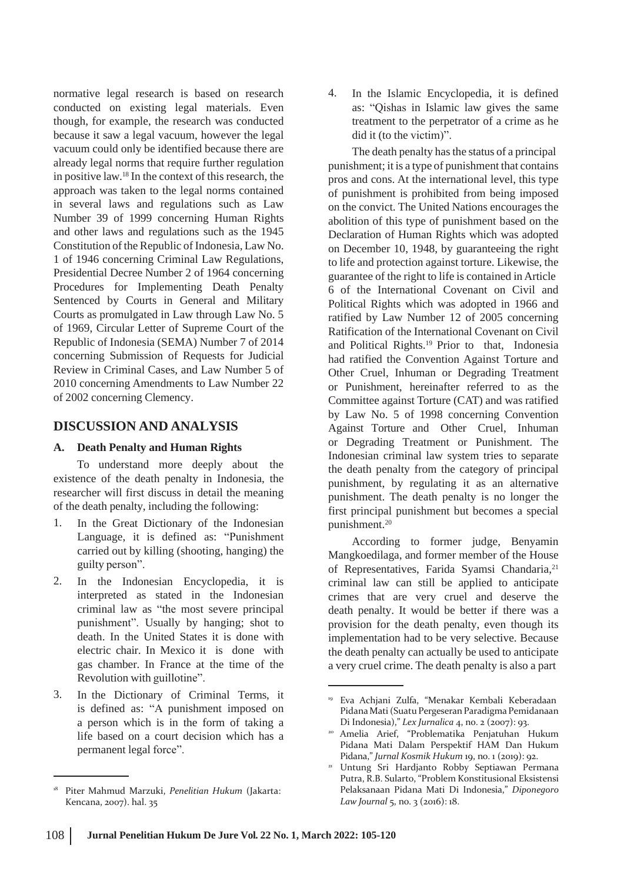normative legal research is based on research conducted on existing legal materials. Even though, for example, the research was conducted because it saw a legal vacuum, however the legal vacuum could only be identified because there are already legal norms that require further regulation in positive law.[18] In the context of this research, the approach was taken to the legal norms contained in several laws and regulations such as Law Number 39 of 1999 concerning Human Rights and other laws and regulations such as the 1945 Constitution of the Republic of Indonesia, Law No. 1 of 1946 concerning Criminal Law Regulations, Presidential Decree Number 2 of 1964 concerning Procedures for Implementing Death Penalty Sentenced by Courts in General and Military Courts as promulgated in Law through Law No. 5 of 1969, Circular Letter of Supreme Court of the Republic of Indonesia (SEMA) Number 7 of 2014 concerning Submission of Requests for Judicial Review in Criminal Cases, and Law Number 5 of 2010 concerning Amendments to Law Number 22 of 2002 concerning Clemency.

## DISCUSSION AND ANALYSIS

### A. Death Penalty and Human Rights

To understand more deeply about the existence of the death penalty in Indonesia, the researcher will first discuss in detail the meaning of the death penalty, including the following:

1. In the Great Dictionary of the Indonesian Language, it is defined as: "Punishment carried out by killing (shooting, hanging) the guilty person".
2. In the Indonesian Encyclopedia, it is interpreted as stated in the Indonesian criminal law as "the most severe principal punishment". Usually by hanging; shot to death. In the United States it is done with electric chair. In Mexico it is done with gas chamber. In France at the time of the Revolution with guillotine".
3. In the Dictionary of Criminal Terms, it is defined as: "A punishment imposed on a person which is in the form of taking a life based on a court decision which has a permanent legal force".
4. In the Islamic Encyclopedia, it is defined as: "Qishas in Islamic law gives the same treatment to the perpetrator of a crime as he did it (to the victim)".

The death penalty has the status of a principal punishment; it is a type of punishment that contains pros and cons. At the international level, this type of punishment is prohibited from being imposed on the convict. The United Nations encourages the abolition of this type of punishment based on the Declaration of Human Rights which was adopted on December 10, 1948, by guaranteeing the right to life and protection against torture. Likewise, the guarantee of the right to life is contained in Article 6 of the International Covenant on Civil and Political Rights which was adopted in 1966 and ratified by Law Number 12 of 2005 concerning Ratification of the International Covenant on Civil and Political Rights.[19] Prior to that, Indonesia had ratified the Convention Against Torture and Other Cruel, Inhuman or Degrading Treatment or Punishment, hereinafter referred to as the Committee against Torture (CAT) and was ratified by Law No. 5 of 1998 concerning Convention Against Torture and Other Cruel, Inhuman or Degrading Treatment or Punishment. The Indonesian criminal law system tries to separate the death penalty from the category of principal punishment, by regulating it as an alternative punishment. The death penalty is no longer the first principal punishment but becomes a special punishment.[20]

According to former judge, Benyamin Mangkoedilaga, and former member of the House of Representatives, Farida Syamsi Chandaria,[21] criminal law can still be applied to anticipate crimes that are very cruel and deserve the death penalty. It would be better if there was a provision for the death penalty, even though its implementation had to be very selective. Because the death penalty can actually be used to anticipate a very cruel crime. The death penalty is also a part

---

[18] Piter Mahmud Marzuki, *Penelitian Hukum* (Jakarta: Kencana, 2007). hal. 35

[19] Eva Achjani Zulfa, "Menakar Kembali Keberadaan Pidana Mati (Suatu Pergeseran Paradigma Pemidanaan Di Indonesia)," *Lex Jurnalica* 4, no. 2 (2007): 93.

[20] Amelia Arief, "Problematika Penjatuhan Hukum Pidana Mati Dalam Perspektif HAM Dan Hukum Pidana," *Jurnal Kosmik Hukum* 19, no. 1 (2019): 92.

[21] Untung Sri Hardjanto Robby Septiawan Permana Putra, R.B. Sularto, "Problem Konstitusional Eksistensi Pelaksanaan Pidana Mati Di Indonesia," *Diponegoro Law Journal* 5, no. 3 (2016): 18.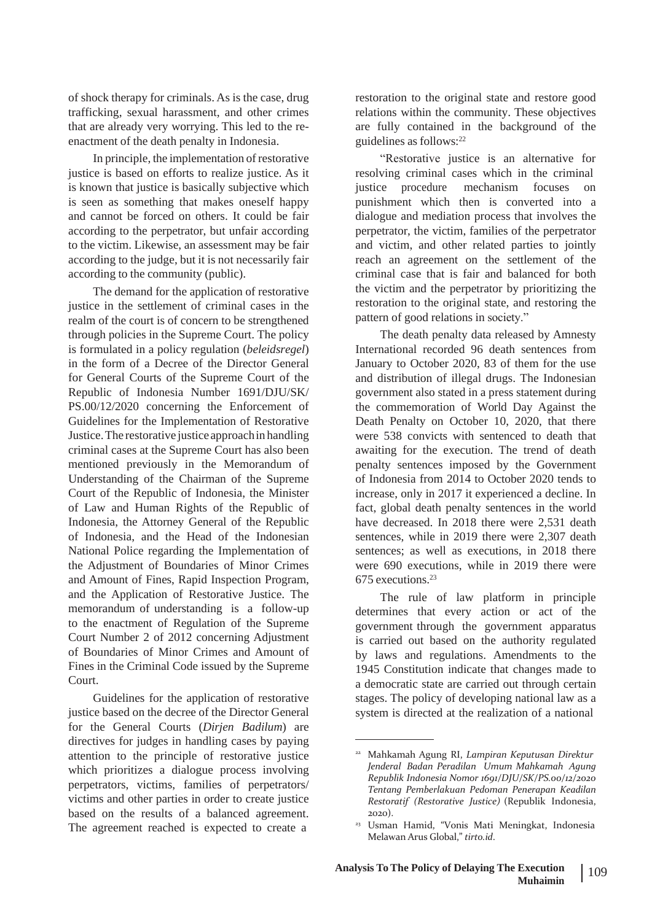of shock therapy for criminals. As is the case, drug trafficking, sexual harassment, and other crimes that are already very worrying. This led to the re-enactment of the death penalty in Indonesia.

In principle, the implementation of restorative justice is based on efforts to realize justice. As it is known that justice is basically subjective which is seen as something that makes oneself happy and cannot be forced on others. It could be fair according to the perpetrator, but unfair according to the victim. Likewise, an assessment may be fair according to the judge, but it is not necessarily fair according to the community (public).

The demand for the application of restorative justice in the settlement of criminal cases in the realm of the court is of concern to be strengthened through policies in the Supreme Court. The policy is formulated in a policy regulation (*beleidsregel*) in the form of a Decree of the Director General for General Courts of the Supreme Court of the Republic of Indonesia Number 1691/DJU/SK/PS.00/12/2020 concerning the Enforcement of Guidelines for the Implementation of Restorative Justice. The restorative justice approach in handling criminal cases at the Supreme Court has also been mentioned previously in the Memorandum of Understanding of the Chairman of the Supreme Court of the Republic of Indonesia, the Minister of Law and Human Rights of the Republic of Indonesia, the Attorney General of the Republic of Indonesia, and the Head of the Indonesian National Police regarding the Implementation of the Adjustment of Boundaries of Minor Crimes and Amount of Fines, Rapid Inspection Program, and the Application of Restorative Justice. The memorandum of understanding is a follow-up to the enactment of Regulation of the Supreme Court Number 2 of 2012 concerning Adjustment of Boundaries of Minor Crimes and Amount of Fines in the Criminal Code issued by the Supreme Court.

Guidelines for the application of restorative justice based on the decree of the Director General for the General Courts (*Dirjen Badilum*) are directives for judges in handling cases by paying attention to the principle of restorative justice which prioritizes a dialogue process involving perpetrators, victims, families of perpetrators/victims and other parties in order to create justice based on the results of a balanced agreement. The agreement reached is expected to create a restoration to the original state and restore good relations within the community. These objectives are fully contained in the background of the guidelines as follows:[22]

"Restorative justice is an alternative for resolving criminal cases which in the criminal justice procedure mechanism focuses on punishment which then is converted into a dialogue and mediation process that involves the perpetrator, the victim, families of the perpetrator and victim, and other related parties to jointly reach an agreement on the settlement of the criminal case that is fair and balanced for both the victim and the perpetrator by prioritizing the restoration to the original state, and restoring the pattern of good relations in society."

The death penalty data released by Amnesty International recorded 96 death sentences from January to October 2020, 83 of them for the use and distribution of illegal drugs. The Indonesian government also stated in a press statement during the commemoration of World Day Against the Death Penalty on October 10, 2020, that there were 538 convicts with sentenced to death that awaiting for the execution. The trend of death penalty sentences imposed by the Government of Indonesia from 2014 to October 2020 tends to increase, only in 2017 it experienced a decline. In fact, global death penalty sentences in the world have decreased. In 2018 there were 2,531 death sentences, while in 2019 there were 2,307 death sentences; as well as executions, in 2018 there were 690 executions, while in 2019 there were 675 executions.[23]

The rule of law platform in principle determines that every action or act of the government through the government apparatus is carried out based on the authority regulated by laws and regulations. Amendments to the 1945 Constitution indicate that changes made to a democratic state are carried out through certain stages. The policy of developing national law as a system is directed at the realization of a national

---

[22] Mahkamah Agung RI, *Lampiran Keputusan Direktur Jenderal Badan Peradilan Umum Mahkamah Agung Republik Indonesia Nomor 1691/DJU/SK/PS.00/12/2020 Tentang Pemberlakuan Pedoman Penerapan Keadilan Restoratif (Restorative Justice)* (Republik Indonesia, 2020).

[23] Usman Hamid, "Vonis Mati Meningkat, Indonesia Melawan Arus Global," *tirto.id*.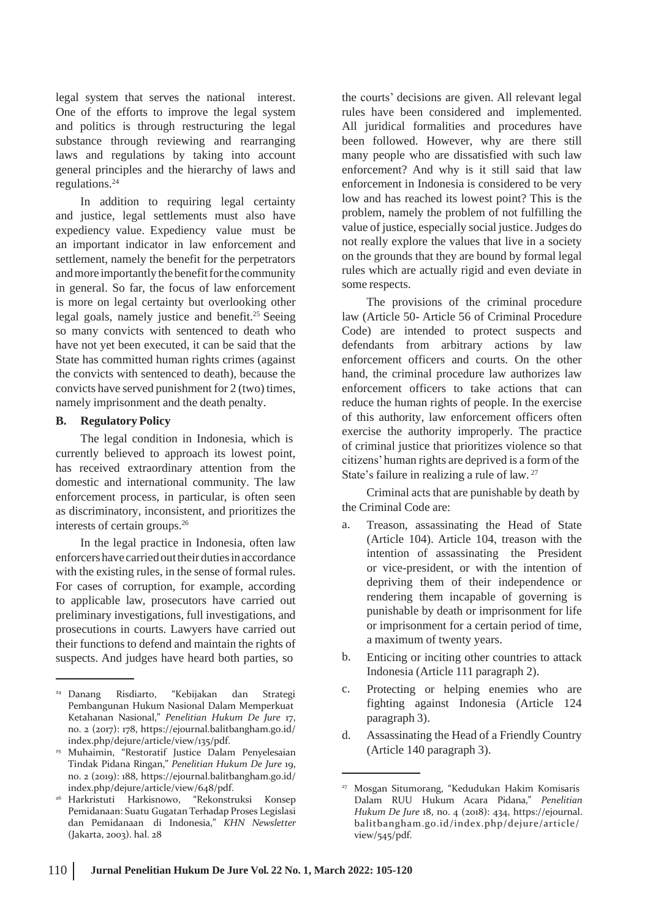legal system that serves the national interest. One of the efforts to improve the legal system and politics is through restructuring the legal substance through reviewing and rearranging laws and regulations by taking into account general principles and the hierarchy of laws and regulations.[24]

In addition to requiring legal certainty and justice, legal settlements must also have expediency value. Expediency value must be an important indicator in law enforcement and settlement, namely the benefit for the perpetrators and more importantly the benefit for the community in general. So far, the focus of law enforcement is more on legal certainty but overlooking other legal goals, namely justice and benefit.[25] Seeing so many convicts with sentenced to death who have not yet been executed, it can be said that the State has committed human rights crimes (against the convicts with sentenced to death), because the convicts have served punishment for 2 (two) times, namely imprisonment and the death penalty.

### B. Regulatory Policy

The legal condition in Indonesia, which is currently believed to approach its lowest point, has received extraordinary attention from the domestic and international community. The law enforcement process, in particular, is often seen as discriminatory, inconsistent, and prioritizes the interests of certain groups.[26]

In the legal practice in Indonesia, often law enforcers have carried out their duties in accordance with the existing rules, in the sense of formal rules. For cases of corruption, for example, according to applicable law, prosecutors have carried out preliminary investigations, full investigations, and prosecutions in courts. Lawyers have carried out their functions to defend and maintain the rights of suspects. And judges have heard both parties, so the courts' decisions are given. All relevant legal rules have been considered and implemented. All juridical formalities and procedures have been followed. However, why are there still many people who are dissatisfied with such law enforcement? And why is it still said that law enforcement in Indonesia is considered to be very low and has reached its lowest point? This is the problem, namely the problem of not fulfilling the value of justice, especially social justice. Judges do not really explore the values that live in a society on the grounds that they are bound by formal legal rules which are actually rigid and even deviate in some respects.

The provisions of the criminal procedure law (Article 50- Article 56 of Criminal Procedure Code) are intended to protect suspects and defendants from arbitrary actions by law enforcement officers and courts. On the other hand, the criminal procedure law authorizes law enforcement officers to take actions that can reduce the human rights of people. In the exercise of this authority, law enforcement officers often exercise the authority improperly. The practice of criminal justice that prioritizes violence so that citizens' human rights are deprived is a form of the State's failure in realizing a rule of law.[27]

Criminal acts that are punishable by death by the Criminal Code are:

a. Treason, assassinating the Head of State (Article 104). Article 104, treason with the intention of assassinating the President or vice-president, or with the intention of depriving them of their independence or rendering them incapable of governing is punishable by death or imprisonment for life or imprisonment for a certain period of time, a maximum of twenty years.
b. Enticing or inciting other countries to attack Indonesia (Article 111 paragraph 2).
c. Protecting or helping enemies who are fighting against Indonesia (Article 124 paragraph 3).
d. Assassinating the Head of a Friendly Country (Article 140 paragraph 3).

---

[24] Danang Risdiarto, "Kebijakan dan Strategi Pembangunan Hukum Nasional Dalam Memperkuat Ketahanan Nasional," *Penelitian Hukum De Jure* 17, no. 2 (2017): 178, https://ejournal.balitbangham.go.id/index.php/dejure/article/view/135/pdf.

[25] Muhaimin, "Restoratif Justice Dalam Penyelesaian Tindak Pidana Ringan," *Penelitian Hukum De Jure* 19, no. 2 (2019): 188, https://ejournal.balitbangham.go.id/index.php/dejure/article/view/648/pdf.

[26] Harkristuti Harkisnowo, "Rekonstruksi Konsep Pemidanaan: Suatu Gugatan Terhadap Proses Legislasi dan Pemidanaan di Indonesia," *KHN Newsletter* (Jakarta, 2003). hal. 28

[27] Mosgan Situmorang, "Kedudukan Hakim Komisaris Dalam RUU Hukum Acara Pidana," *Penelitian Hukum De Jure* 18, no. 4 (2018): 434, https://ejournal.balitbangham.go.id/index.php/dejure/article/view/545/pdf.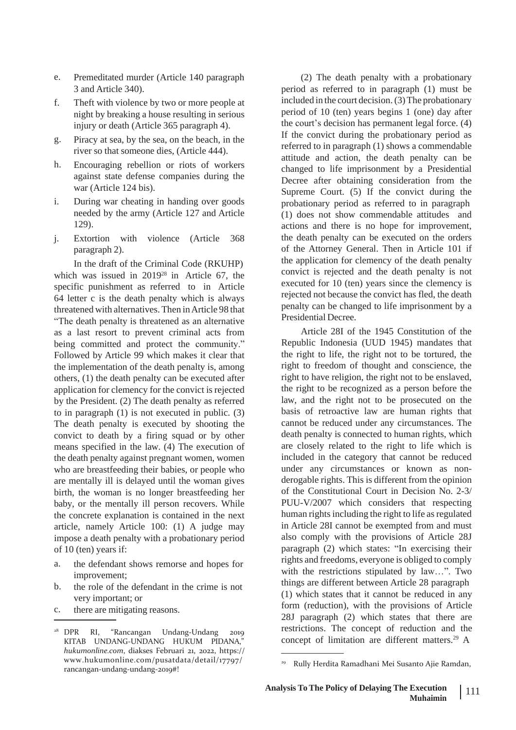e. Premeditated murder (Article 140 paragraph 3 and Article 340).
f. Theft with violence by two or more people at night by breaking a house resulting in serious injury or death (Article 365 paragraph 4).
g. Piracy at sea, by the sea, on the beach, in the river so that someone dies, (Article 444).
h. Encouraging rebellion or riots of workers against state defense companies during the war (Article 124 bis).
i. During war cheating in handing over goods needed by the army (Article 127 and Article 129).
j. Extortion with violence (Article 368 paragraph 2).

In the draft of the Criminal Code (RKUHP) which was issued in 2019[28] in Article 67, the specific punishment as referred to in Article 64 letter c is the death penalty which is always threatened with alternatives. Then in Article 98 that "The death penalty is threatened as an alternative as a last resort to prevent criminal acts from being committed and protect the community." Followed by Article 99 which makes it clear that the implementation of the death penalty is, among others, (1) the death penalty can be executed after application for clemency for the convict is rejected by the President. (2) The death penalty as referred to in paragraph (1) is not executed in public. (3) The death penalty is executed by shooting the convict to death by a firing squad or by other means specified in the law. (4) The execution of the death penalty against pregnant women, women who are breastfeeding their babies, or people who are mentally ill is delayed until the woman gives birth, the woman is no longer breastfeeding her baby, or the mentally ill person recovers. While the concrete explanation is contained in the next article, namely Article 100: (1) A judge may impose a death penalty with a probationary period of 10 (ten) years if:

a. the defendant shows remorse and hopes for improvement;
b. the role of the defendant in the crime is not very important; or
c. there are mitigating reasons.

(2) The death penalty with a probationary period as referred to in paragraph (1) must be included in the court decision. (3) The probationary period of 10 (ten) years begins 1 (one) day after the court's decision has permanent legal force. (4) If the convict during the probationary period as referred to in paragraph (1) shows a commendable attitude and action, the death penalty can be changed to life imprisonment by a Presidential Decree after obtaining consideration from the Supreme Court. (5) If the convict during the probationary period as referred to in paragraph (1) does not show commendable attitudes and actions and there is no hope for improvement, the death penalty can be executed on the orders of the Attorney General. Then in Article 101 if the application for clemency of the death penalty convict is rejected and the death penalty is not executed for 10 (ten) years since the clemency is rejected not because the convict has fled, the death penalty can be changed to life imprisonment by a Presidential Decree.

Article 28I of the 1945 Constitution of the Republic Indonesia (UUD 1945) mandates that the right to life, the right not to be tortured, the right to freedom of thought and conscience, the right to have religion, the right not to be enslaved, the right to be recognized as a person before the law, and the right not to be prosecuted on the basis of retroactive law are human rights that cannot be reduced under any circumstances. The death penalty is connected to human rights, which are closely related to the right to life which is included in the category that cannot be reduced under any circumstances or known as non-derogable rights. This is different from the opinion of the Constitutional Court in Decision No. 2-3/PUU-V/2007 which considers that respecting human rights including the right to life as regulated in Article 28I cannot be exempted from and must also comply with the provisions of Article 28J paragraph (2) which states: "In exercising their rights and freedoms, everyone is obliged to comply with the restrictions stipulated by law…". Two things are different between Article 28 paragraph (1) which states that it cannot be reduced in any form (reduction), with the provisions of Article 28J paragraph (2) which states that there are restrictions. The concept of reduction and the concept of limitation are different matters.[29] A

---

[28] DPR RI, "Rancangan Undang-Undang 2019 KITAB UNDANG-UNDANG HUKUM PIDANA," *hukumonline.com*, diakses Februari 21, 2022, https://www.hukumonline.com/pusatdata/detail/17797/rancangan-undang-undang-2019#!

[29] Rully Herdita Ramadhani Mei Susanto Ajie Ramdan,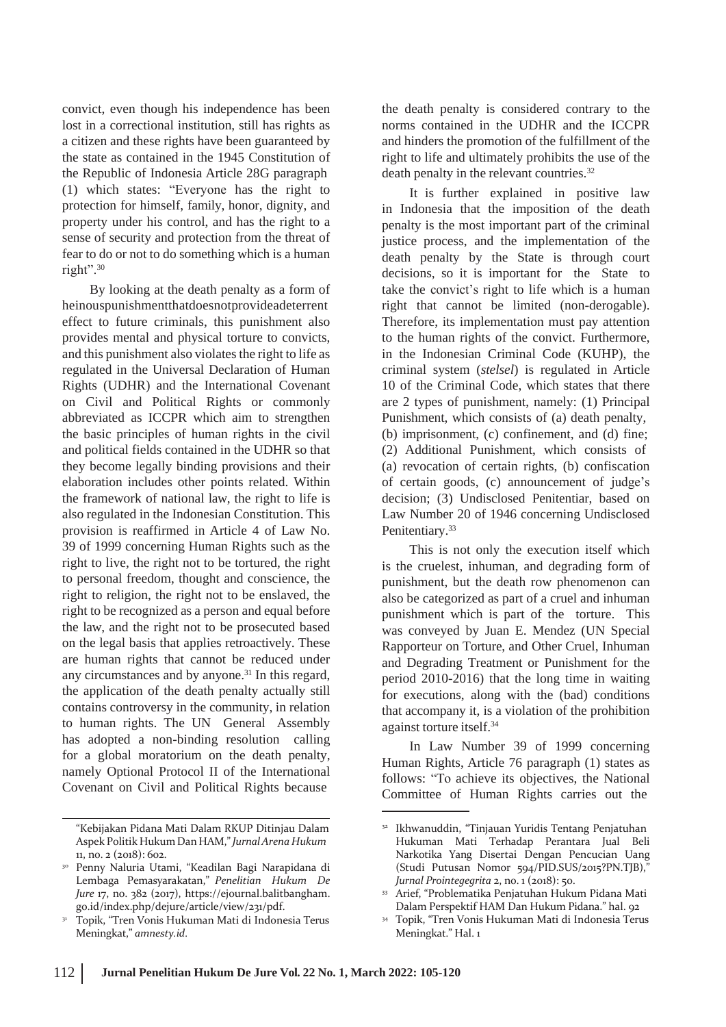convict, even though his independence has been lost in a correctional institution, still has rights as a citizen and these rights have been guaranteed by the state as contained in the 1945 Constitution of the Republic of Indonesia Article 28G paragraph (1) which states: "Everyone has the right to protection for himself, family, honor, dignity, and property under his control, and has the right to a sense of security and protection from the threat of fear to do or not to do something which is a human right".[30]

By looking at the death penalty as a form of heinouspunishmentthatdoesnotprovideadeterrent effect to future criminals, this punishment also provides mental and physical torture to convicts, and this punishment also violates the right to life as regulated in the Universal Declaration of Human Rights (UDHR) and the International Covenant on Civil and Political Rights or commonly abbreviated as ICCPR which aim to strengthen the basic principles of human rights in the civil and political fields contained in the UDHR so that they become legally binding provisions and their elaboration includes other points related. Within the framework of national law, the right to life is also regulated in the Indonesian Constitution. This provision is reaffirmed in Article 4 of Law No. 39 of 1999 concerning Human Rights such as the right to live, the right not to be tortured, the right to personal freedom, thought and conscience, the right to religion, the right not to be enslaved, the right to be recognized as a person and equal before the law, and the right not to be prosecuted based on the legal basis that applies retroactively. These are human rights that cannot be reduced under any circumstances and by anyone.[31] In this regard, the application of the death penalty actually still contains controversy in the community, in relation to human rights. The UN General Assembly has adopted a non-binding resolution calling for a global moratorium on the death penalty, namely Optional Protocol II of the International Covenant on Civil and Political Rights because the death penalty is considered contrary to the norms contained in the UDHR and the ICCPR and hinders the promotion of the fulfillment of the right to life and ultimately prohibits the use of the death penalty in the relevant countries.[32]

It is further explained in positive law in Indonesia that the imposition of the death penalty is the most important part of the criminal justice process, and the implementation of the death penalty by the State is through court decisions, so it is important for the State to take the convict's right to life which is a human right that cannot be limited (non-derogable). Therefore, its implementation must pay attention to the human rights of the convict. Furthermore, in the Indonesian Criminal Code (KUHP), the criminal system (*stelsel*) is regulated in Article 10 of the Criminal Code, which states that there are 2 types of punishment, namely: (1) Principal Punishment, which consists of (a) death penalty, (b) imprisonment, (c) confinement, and (d) fine; (2) Additional Punishment, which consists of (a) revocation of certain rights, (b) confiscation of certain goods, (c) announcement of judge's decision; (3) Undisclosed Penitentiar, based on Law Number 20 of 1946 concerning Undisclosed Penitentiary.[33]

This is not only the execution itself which is the cruelest, inhuman, and degrading form of punishment, but the death row phenomenon can also be categorized as part of a cruel and inhuman punishment which is part of the torture. This was conveyed by Juan E. Mendez (UN Special Rapporteur on Torture, and Other Cruel, Inhuman and Degrading Treatment or Punishment for the period 2010-2016) that the long time in waiting for executions, along with the (bad) conditions that accompany it, is a violation of the prohibition against torture itself.[34]

In Law Number 39 of 1999 concerning Human Rights, Article 76 paragraph (1) states as follows: "To achieve its objectives, the National Committee of Human Rights carries out the

---

"Kebijakan Pidana Mati Dalam RKUP Ditinjau Dalam Aspek Politik Hukum Dan HAM," *Jurnal Arena Hukum* 11, no. 2 (2018): 602.

[30] Penny Naluria Utami, "Keadilan Bagi Narapidana di Lembaga Pemasyarakatan," *Penelitian Hukum De Jure* 17, no. 382 (2017), https://ejournal.balitbangham.go.id/index.php/dejure/article/view/231/pdf.

[31] Topik, "Tren Vonis Hukuman Mati di Indonesia Terus Meningkat," *amnesty.id*.

[32] Ikhwanuddin, "Tinjauan Yuridis Tentang Penjatuhan Hukuman Mati Terhadap Perantara Jual Beli Narkotika Yang Disertai Dengan Pencucian Uang (Studi Putusan Nomor 594/PID.SUS/2015?PN.TJB)," *Jurnal Prointegegrita* 2, no. 1 (2018): 50.

[33] Arief, "Problematika Penjatuhan Hukum Pidana Mati Dalam Perspektif HAM Dan Hukum Pidana." hal. 92

[34] Topik, "Tren Vonis Hukuman Mati di Indonesia Terus Meningkat." Hal. 1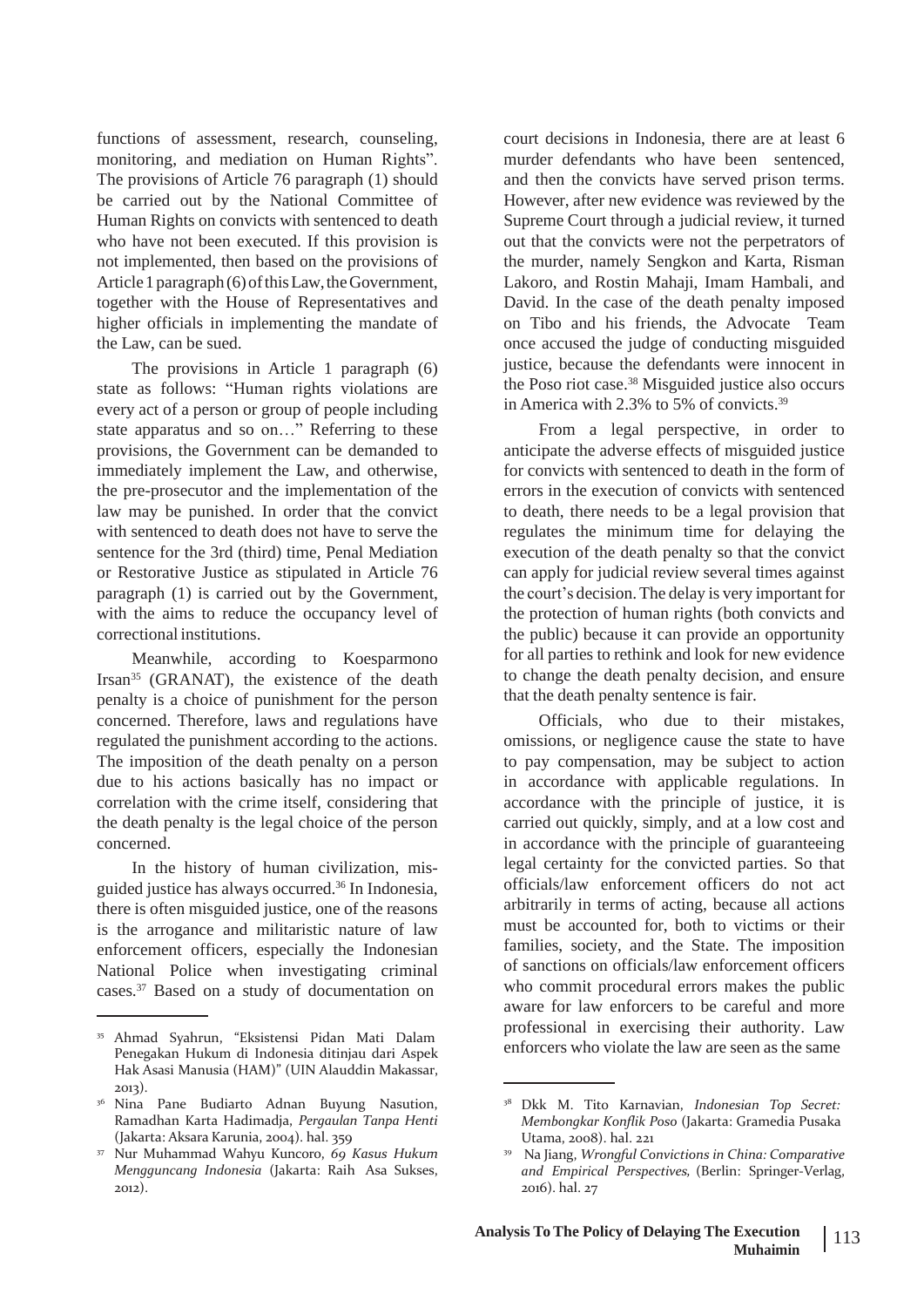functions of assessment, research, counseling, monitoring, and mediation on Human Rights". The provisions of Article 76 paragraph (1) should be carried out by the National Committee of Human Rights on convicts with sentenced to death who have not been executed. If this provision is not implemented, then based on the provisions of Article 1 paragraph (6) of this Law, the Government, together with the House of Representatives and higher officials in implementing the mandate of the Law, can be sued.

The provisions in Article 1 paragraph (6) state as follows: "Human rights violations are every act of a person or group of people including state apparatus and so on…" Referring to these provisions, the Government can be demanded to immediately implement the Law, and otherwise, the pre-prosecutor and the implementation of the law may be punished. In order that the convict with sentenced to death does not have to serve the sentence for the 3rd (third) time, Penal Mediation or Restorative Justice as stipulated in Article 76 paragraph (1) is carried out by the Government, with the aims to reduce the occupancy level of correctional institutions.

Meanwhile, according to Koesparmono Irsan[35] (GRANAT), the existence of the death penalty is a choice of punishment for the person concerned. Therefore, laws and regulations have regulated the punishment according to the actions. The imposition of the death penalty on a person due to his actions basically has no impact or correlation with the crime itself, considering that the death penalty is the legal choice of the person concerned.

In the history of human civilization, misguided justice has always occurred.[36] In Indonesia, there is often misguided justice, one of the reasons is the arrogance and militaristic nature of law enforcement officers, especially the Indonesian National Police when investigating criminal cases.[37] Based on a study of documentation on court decisions in Indonesia, there are at least 6 murder defendants who have been sentenced, and then the convicts have served prison terms. However, after new evidence was reviewed by the Supreme Court through a judicial review, it turned out that the convicts were not the perpetrators of the murder, namely Sengkon and Karta, Risman Lakoro, and Rostin Mahaji, Imam Hambali, and David. In the case of the death penalty imposed on Tibo and his friends, the Advocate Team once accused the judge of conducting misguided justice, because the defendants were innocent in the Poso riot case.[38] Misguided justice also occurs in America with 2.3% to 5% of convicts.[39]

From a legal perspective, in order to anticipate the adverse effects of misguided justice for convicts with sentenced to death in the form of errors in the execution of convicts with sentenced to death, there needs to be a legal provision that regulates the minimum time for delaying the execution of the death penalty so that the convict can apply for judicial review several times against the court's decision. The delay is very important for the protection of human rights (both convicts and the public) because it can provide an opportunity for all parties to rethink and look for new evidence to change the death penalty decision, and ensure that the death penalty sentence is fair.

Officials, who due to their mistakes, omissions, or negligence cause the state to have to pay compensation, may be subject to action in accordance with applicable regulations. In accordance with the principle of justice, it is carried out quickly, simply, and at a low cost and in accordance with the principle of guaranteeing legal certainty for the convicted parties. So that officials/law enforcement officers do not act arbitrarily in terms of acting, because all actions must be accounted for, both to victims or their families, society, and the State. The imposition of sanctions on officials/law enforcement officers who commit procedural errors makes the public aware for law enforcers to be careful and more professional in exercising their authority. Law enforcers who violate the law are seen as the same

---

[35] Ahmad Syahrun, "Eksistensi Pidan Mati Dalam Penegakan Hukum di Indonesia ditinjau dari Aspek Hak Asasi Manusia (HAM)" (UIN Alauddin Makassar, 2013).

[36] Nina Pane Budiarto Adnan Buyung Nasution, Ramadhan Karta Hadimadja, *Pergaulan Tanpa Henti* (Jakarta: Aksara Karunia, 2004). hal. 359

[37] Nur Muhammad Wahyu Kuncoro, *69 Kasus Hukum Mengguncang Indonesia* (Jakarta: Raih Asa Sukses, 2012).

[38] Dkk M. Tito Karnavian, *Indonesian Top Secret: Membongkar Konflik Poso* (Jakarta: Gramedia Pusaka Utama, 2008). hal. 221

[39] Na Jiang, *Wrongful Convictions in China: Comparative and Empirical Perspectives,* (Berlin: Springer-Verlag, 2016). hal. 27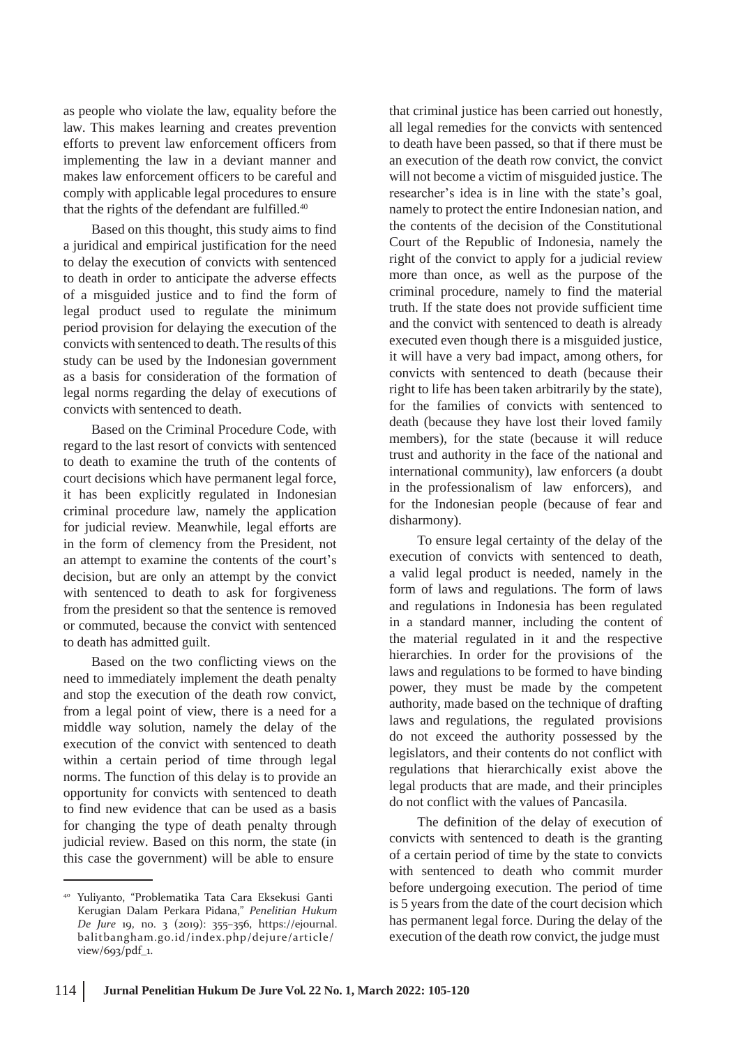as people who violate the law, equality before the law. This makes learning and creates prevention efforts to prevent law enforcement officers from implementing the law in a deviant manner and makes law enforcement officers to be careful and comply with applicable legal procedures to ensure that the rights of the defendant are fulfilled.[40]

Based on this thought, this study aims to find a juridical and empirical justification for the need to delay the execution of convicts with sentenced to death in order to anticipate the adverse effects of a misguided justice and to find the form of legal product used to regulate the minimum period provision for delaying the execution of the convicts with sentenced to death. The results of this study can be used by the Indonesian government as a basis for consideration of the formation of legal norms regarding the delay of executions of convicts with sentenced to death.

Based on the Criminal Procedure Code, with regard to the last resort of convicts with sentenced to death to examine the truth of the contents of court decisions which have permanent legal force, it has been explicitly regulated in Indonesian criminal procedure law, namely the application for judicial review. Meanwhile, legal efforts are in the form of clemency from the President, not an attempt to examine the contents of the court's decision, but are only an attempt by the convict with sentenced to death to ask for forgiveness from the president so that the sentence is removed or commuted, because the convict with sentenced to death has admitted guilt.

Based on the two conflicting views on the need to immediately implement the death penalty and stop the execution of the death row convict, from a legal point of view, there is a need for a middle way solution, namely the delay of the execution of the convict with sentenced to death within a certain period of time through legal norms. The function of this delay is to provide an opportunity for convicts with sentenced to death to find new evidence that can be used as a basis for changing the type of death penalty through judicial review. Based on this norm, the state (in this case the government) will be able to ensure that criminal justice has been carried out honestly, all legal remedies for the convicts with sentenced to death have been passed, so that if there must be an execution of the death row convict, the convict will not become a victim of misguided justice. The researcher's idea is in line with the state's goal, namely to protect the entire Indonesian nation, and the contents of the decision of the Constitutional Court of the Republic of Indonesia, namely the right of the convict to apply for a judicial review more than once, as well as the purpose of the criminal procedure, namely to find the material truth. If the state does not provide sufficient time and the convict with sentenced to death is already executed even though there is a misguided justice, it will have a very bad impact, among others, for convicts with sentenced to death (because their right to life has been taken arbitrarily by the state), for the families of convicts with sentenced to death (because they have lost their loved family members), for the state (because it will reduce trust and authority in the face of the national and international community), law enforcers (a doubt in the professionalism of law enforcers), and for the Indonesian people (because of fear and disharmony).

To ensure legal certainty of the delay of the execution of convicts with sentenced to death, a valid legal product is needed, namely in the form of laws and regulations. The form of laws and regulations in Indonesia has been regulated in a standard manner, including the content of the material regulated in it and the respective hierarchies. In order for the provisions of the laws and regulations to be formed to have binding power, they must be made by the competent authority, made based on the technique of drafting laws and regulations, the regulated provisions do not exceed the authority possessed by the legislators, and their contents do not conflict with regulations that hierarchically exist above the legal products that are made, and their principles do not conflict with the values of Pancasila.

The definition of the delay of execution of convicts with sentenced to death is the granting of a certain period of time by the state to convicts with sentenced to death who commit murder before undergoing execution. The period of time is 5 years from the date of the court decision which has permanent legal force. During the delay of the execution of the death row convict, the judge must

---

[40] Yuliyanto, "Problematika Tata Cara Eksekusi Ganti Kerugian Dalam Perkara Pidana," *Penelitian Hukum De Jure* 19, no. 3 (2019): 355–356, https://ejournal.balitbangham.go.id/index.php/dejure/article/view/693/pdf_1.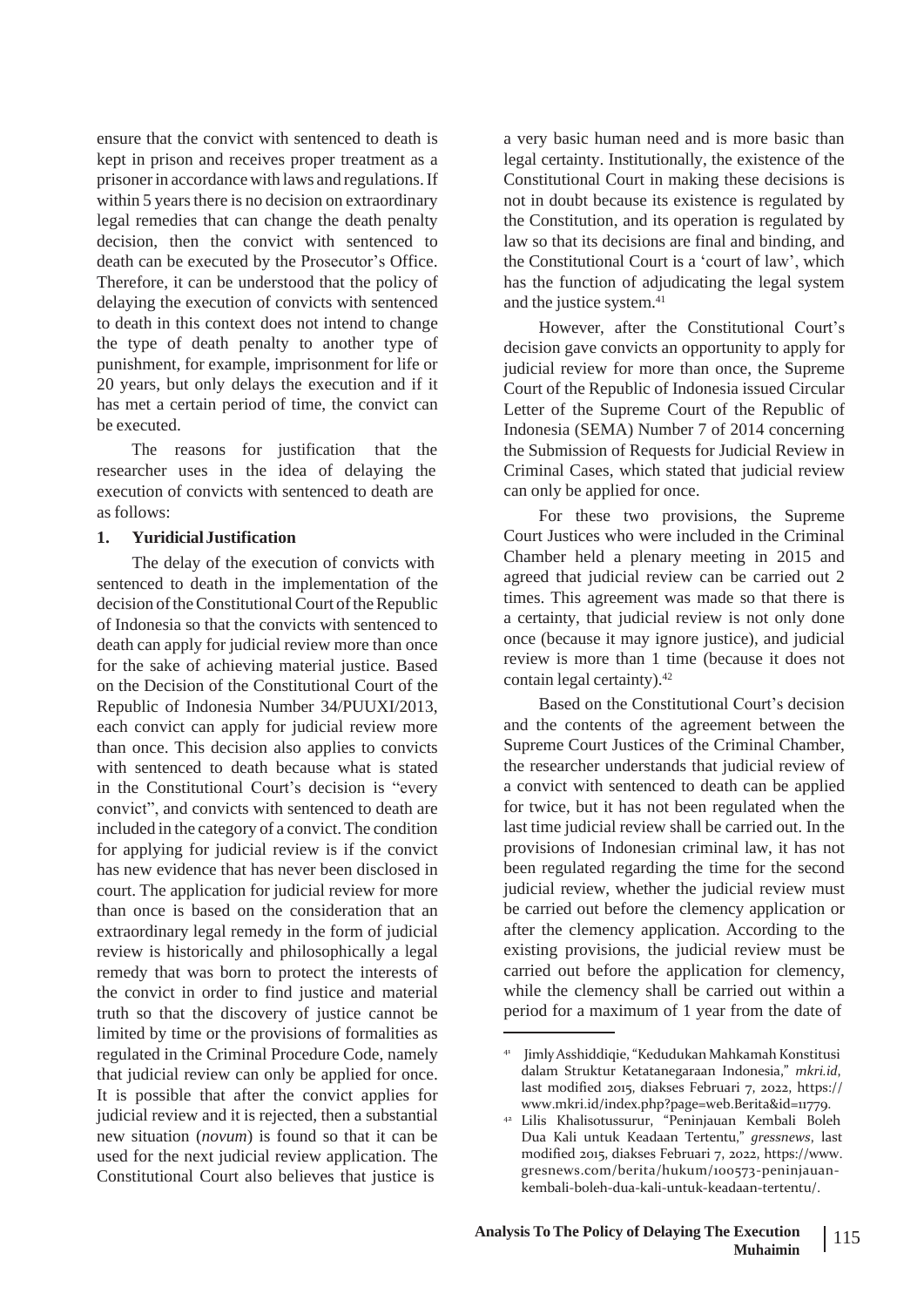ensure that the convict with sentenced to death is kept in prison and receives proper treatment as a prisoner in accordance with laws and regulations. If within 5 years there is no decision on extraordinary legal remedies that can change the death penalty decision, then the convict with sentenced to death can be executed by the Prosecutor's Office. Therefore, it can be understood that the policy of delaying the execution of convicts with sentenced to death in this context does not intend to change the type of death penalty to another type of punishment, for example, imprisonment for life or 20 years, but only delays the execution and if it has met a certain period of time, the convict can be executed.

The reasons for justification that the researcher uses in the idea of delaying the execution of convicts with sentenced to death are as follows:

**1. Yuridicial Justification**

The delay of the execution of convicts with sentenced to death in the implementation of the decision of the Constitutional Court of the Republic of Indonesia so that the convicts with sentenced to death can apply for judicial review more than once for the sake of achieving material justice. Based on the Decision of the Constitutional Court of the Republic of Indonesia Number 34/PUUXI/2013, each convict can apply for judicial review more than once. This decision also applies to convicts with sentenced to death because what is stated in the Constitutional Court's decision is "every convict", and convicts with sentenced to death are included in the category of a convict. The condition for applying for judicial review is if the convict has new evidence that has never been disclosed in court. The application for judicial review for more than once is based on the consideration that an extraordinary legal remedy in the form of judicial review is historically and philosophically a legal remedy that was born to protect the interests of the convict in order to find justice and material truth so that the discovery of justice cannot be limited by time or the provisions of formalities as regulated in the Criminal Procedure Code, namely that judicial review can only be applied for once. It is possible that after the convict applies for judicial review and it is rejected, then a substantial new situation (*novum*) is found so that it can be used for the next judicial review application. The Constitutional Court also believes that justice is a very basic human need and is more basic than legal certainty. Institutionally, the existence of the Constitutional Court in making these decisions is not in doubt because its existence is regulated by the Constitution, and its operation is regulated by law so that its decisions are final and binding, and the Constitutional Court is a 'court of law', which has the function of adjudicating the legal system and the justice system.[41]

However, after the Constitutional Court's decision gave convicts an opportunity to apply for judicial review for more than once, the Supreme Court of the Republic of Indonesia issued Circular Letter of the Supreme Court of the Republic of Indonesia (SEMA) Number 7 of 2014 concerning the Submission of Requests for Judicial Review in Criminal Cases, which stated that judicial review can only be applied for once.

For these two provisions, the Supreme Court Justices who were included in the Criminal Chamber held a plenary meeting in 2015 and agreed that judicial review can be carried out 2 times. This agreement was made so that there is a certainty, that judicial review is not only done once (because it may ignore justice), and judicial review is more than 1 time (because it does not contain legal certainty).[42]

Based on the Constitutional Court's decision and the contents of the agreement between the Supreme Court Justices of the Criminal Chamber, the researcher understands that judicial review of a convict with sentenced to death can be applied for twice, but it has not been regulated when the last time judicial review shall be carried out. In the provisions of Indonesian criminal law, it has not been regulated regarding the time for the second judicial review, whether the judicial review must be carried out before the clemency application or after the clemency application. According to the existing provisions, the judicial review must be carried out before the application for clemency, while the clemency shall be carried out within a period for a maximum of 1 year from the date of

---

[41] Jimly Asshiddiqie, "Kedudukan Mahkamah Konstitusi dalam Struktur Ketatanegaraan Indonesia," *mkri.id*, last modified 2015, diakses Februari 7, 2022, https://www.mkri.id/index.php?page=web.Berita&id=11779.

[42] Lilis Khalisotussurur, "Peninjauan Kembali Boleh Dua Kali untuk Keadaan Tertentu," *gressnews*, last modified 2015, diakses Februari 7, 2022, https://www.gresnews.com/berita/hukum/100573-peninjauan-kembali-boleh-dua-kali-untuk-keadaan-tertentu/.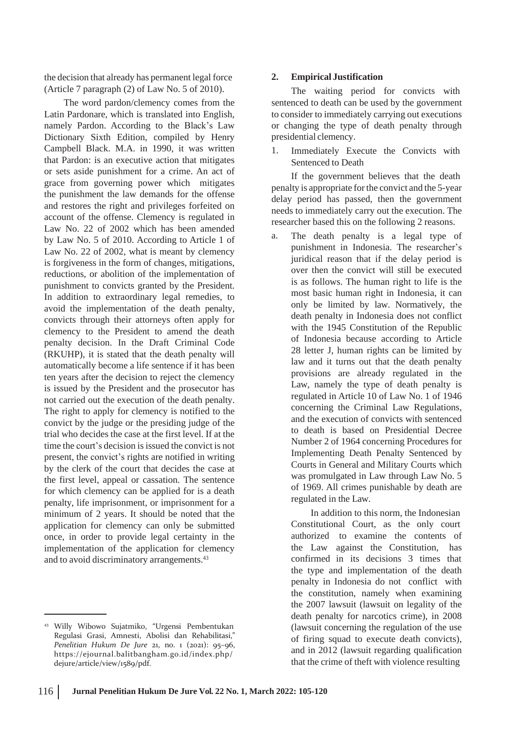the decision that already has permanent legal force (Article 7 paragraph (2) of Law No. 5 of 2010).

The word pardon/clemency comes from the Latin Pardonare, which is translated into English, namely Pardon. According to the Black's Law Dictionary Sixth Edition, compiled by Henry Campbell Black. M.A. in 1990, it was written that Pardon: is an executive action that mitigates or sets aside punishment for a crime. An act of grace from governing power which mitigates the punishment the law demands for the offense and restores the right and privileges forfeited on account of the offense. Clemency is regulated in Law No. 22 of 2002 which has been amended by Law No. 5 of 2010. According to Article 1 of Law No. 22 of 2002, what is meant by clemency is forgiveness in the form of changes, mitigations, reductions, or abolition of the implementation of punishment to convicts granted by the President. In addition to extraordinary legal remedies, to avoid the implementation of the death penalty, convicts through their attorneys often apply for clemency to the President to amend the death penalty decision. In the Draft Criminal Code (RKUHP), it is stated that the death penalty will automatically become a life sentence if it has been ten years after the decision to reject the clemency is issued by the President and the prosecutor has not carried out the execution of the death penalty. The right to apply for clemency is notified to the convict by the judge or the presiding judge of the trial who decides the case at the first level. If at the time the court's decision is issued the convict is not present, the convict's rights are notified in writing by the clerk of the court that decides the case at the first level, appeal or cassation. The sentence for which clemency can be applied for is a death penalty, life imprisonment, or imprisonment for a minimum of 2 years. It should be noted that the application for clemency can only be submitted once, in order to provide legal certainty in the implementation of the application for clemency and to avoid discriminatory arrangements.[43]

**2. Empirical Justification**

The waiting period for convicts with sentenced to death can be used by the government to consider to immediately carrying out executions or changing the type of death penalty through presidential clemency.

1. Immediately Execute the Convicts with Sentenced to Death

If the government believes that the death penalty is appropriate for the convict and the 5-year delay period has passed, then the government needs to immediately carry out the execution. The researcher based this on the following 2 reasons.

a. The death penalty is a legal type of punishment in Indonesia. The researcher's juridical reason that if the delay period is over then the convict will still be executed is as follows. The human right to life is the most basic human right in Indonesia, it can only be limited by law. Normatively, the death penalty in Indonesia does not conflict with the 1945 Constitution of the Republic of Indonesia because according to Article 28 letter J, human rights can be limited by law and it turns out that the death penalty provisions are already regulated in the Law, namely the type of death penalty is regulated in Article 10 of Law No. 1 of 1946 concerning the Criminal Law Regulations, and the execution of convicts with sentenced to death is based on Presidential Decree Number 2 of 1964 concerning Procedures for Implementing Death Penalty Sentenced by Courts in General and Military Courts which was promulgated in Law through Law No. 5 of 1969. All crimes punishable by death are regulated in the Law.

   In addition to this norm, the Indonesian Constitutional Court, as the only court authorized to examine the contents of the Law against the Constitution, has confirmed in its decisions 3 times that the type and implementation of the death penalty in Indonesia do not conflict with the constitution, namely when examining the 2007 lawsuit (lawsuit on legality of the death penalty for narcotics crime), in 2008 (lawsuit concerning the regulation of the use of firing squad to execute death convicts), and in 2012 (lawsuit regarding qualification that the crime of theft with violence resulting

[43] Willy Wibowo Sujatmiko, "Urgensi Pembentukan Regulasi Grasi, Amnesti, Abolisi dan Rehabilitasi," *Penelitian Hukum De Jure* 21, no. 1 (2021): 95–96, https://ejournal.balitbangham.go.id/index.php/dejure/article/view/1589/pdf.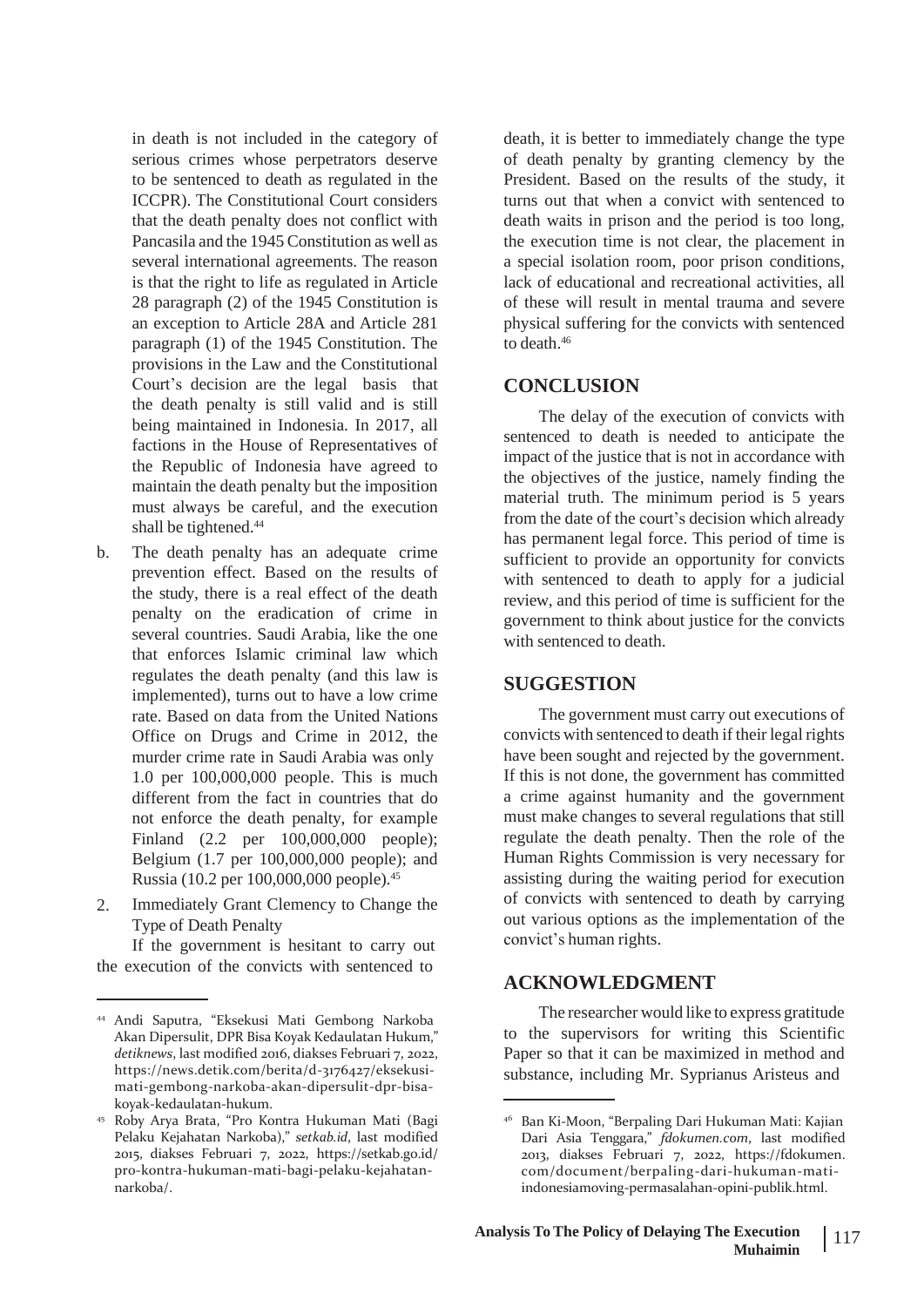in death is not included in the category of serious crimes whose perpetrators deserve to be sentenced to death as regulated in the ICCPR). The Constitutional Court considers that the death penalty does not conflict with Pancasila and the 1945 Constitution as well as several international agreements. The reason is that the right to life as regulated in Article 28 paragraph (2) of the 1945 Constitution is an exception to Article 28A and Article 281 paragraph (1) of the 1945 Constitution. The provisions in the Law and the Constitutional Court's decision are the legal basis that the death penalty is still valid and is still being maintained in Indonesia. In 2017, all factions in the House of Representatives of the Republic of Indonesia have agreed to maintain the death penalty but the imposition must always be careful, and the execution shall be tightened.[44]

b. The death penalty has an adequate crime prevention effect. Based on the results of the study, there is a real effect of the death penalty on the eradication of crime in several countries. Saudi Arabia, like the one that enforces Islamic criminal law which regulates the death penalty (and this law is implemented), turns out to have a low crime rate. Based on data from the United Nations Office on Drugs and Crime in 2012, the murder crime rate in Saudi Arabia was only 1.0 per 100,000,000 people. This is much different from the fact in countries that do not enforce the death penalty, for example Finland (2.2 per 100,000,000 people); Belgium (1.7 per 100,000,000 people); and Russia (10.2 per 100,000,000 people).[45]

2. Immediately Grant Clemency to Change the Type of Death Penalty

If the government is hesitant to carry out the execution of the convicts with sentenced to death, it is better to immediately change the type of death penalty by granting clemency by the President. Based on the results of the study, it turns out that when a convict with sentenced to death waits in prison and the period is too long, the execution time is not clear, the placement in a special isolation room, poor prison conditions, lack of educational and recreational activities, all of these will result in mental trauma and severe physical suffering for the convicts with sentenced to death.[46]

## CONCLUSION

The delay of the execution of convicts with sentenced to death is needed to anticipate the impact of the justice that is not in accordance with the objectives of the justice, namely finding the material truth. The minimum period is 5 years from the date of the court's decision which already has permanent legal force. This period of time is sufficient to provide an opportunity for convicts with sentenced to death to apply for a judicial review, and this period of time is sufficient for the government to think about justice for the convicts with sentenced to death.

## SUGGESTION

The government must carry out executions of convicts with sentenced to death if their legal rights have been sought and rejected by the government. If this is not done, the government has committed a crime against humanity and the government must make changes to several regulations that still regulate the death penalty. Then the role of the Human Rights Commission is very necessary for assisting during the waiting period for execution of convicts with sentenced to death by carrying out various options as the implementation of the convict's human rights.

## ACKNOWLEDGMENT

The researcher would like to express gratitude to the supervisors for writing this Scientific Paper so that it can be maximized in method and substance, including Mr. Syprianus Aristeus and

---

[44] Andi Saputra, "Eksekusi Mati Gembong Narkoba Akan Dipersulit, DPR Bisa Koyak Kedaulatan Hukum," *detiknews*, last modified 2016, diakses Februari 7, 2022, https://news.detik.com/berita/d-3176427/eksekusi-mati-gembong-narkoba-akan-dipersulit-dpr-bisa-koyak-kedaulatan-hukum.

[45] Roby Arya Brata, "Pro Kontra Hukuman Mati (Bagi Pelaku Kejahatan Narkoba)," *setkab.id*, last modified 2015, diakses Februari 7, 2022, https://setkab.go.id/pro-kontra-hukuman-mati-bagi-pelaku-kejahatan-narkoba/.

[46] Ban Ki-Moon, "Berpaling Dari Hukuman Mati: Kajian Dari Asia Tenggara," *fdokumen.com*, last modified 2013, diakses Februari 7, 2022, https://fdokumen.com/document/berpaling-dari-hukuman-mati-indonesiamoving-permasalahan-opini-publik.html.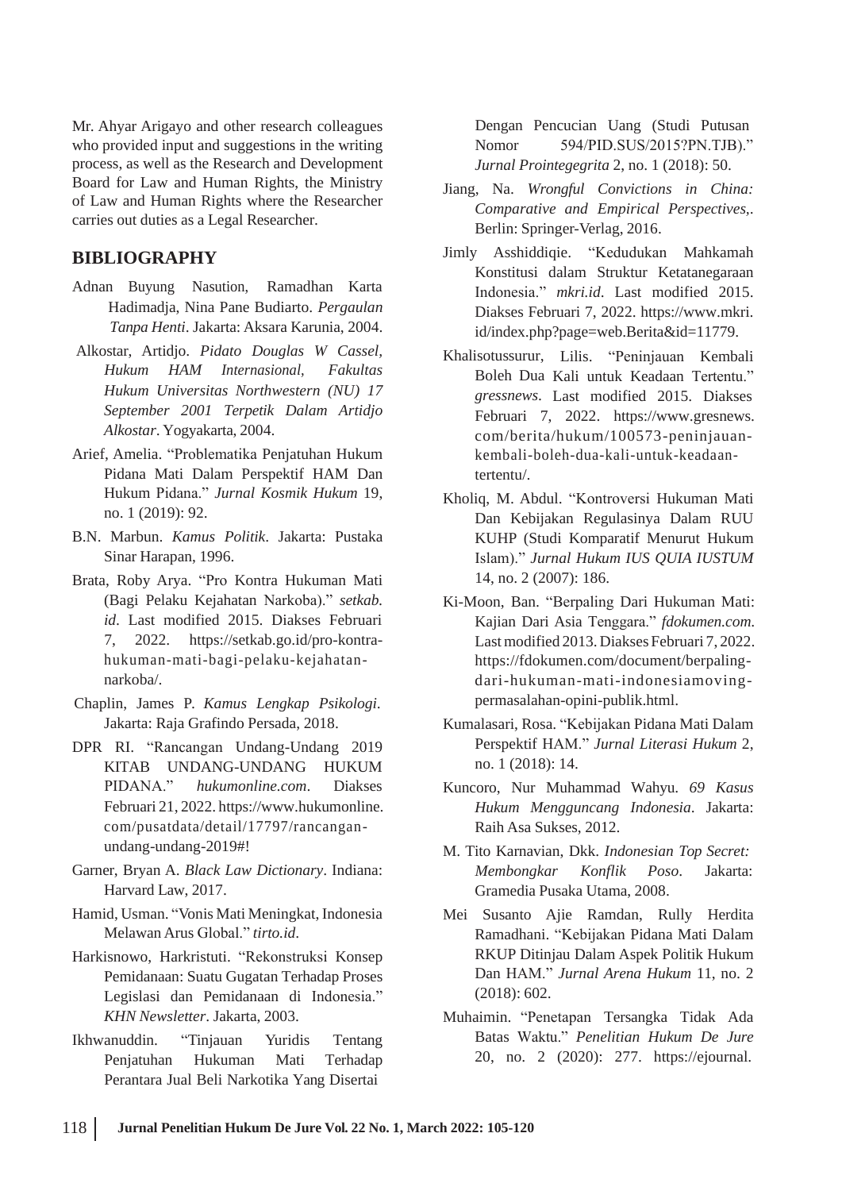Mr. Ahyar Arigayo and other research colleagues who provided input and suggestions in the writing process, as well as the Research and Development Board for Law and Human Rights, the Ministry of Law and Human Rights where the Researcher carries out duties as a Legal Researcher.

## BIBLIOGRAPHY

Adnan Buyung Nasution, Ramadhan Karta Hadimadja, Nina Pane Budiarto. *Pergaulan Tanpa Henti*. Jakarta: Aksara Karunia, 2004.

Alkostar, Artidjo. *Pidato Douglas W Cassel, Hukum HAM Internasional, Fakultas Hukum Universitas Northwestern (NU) 17 September 2001 Terpetik Dalam Artidjo Alkostar*. Yogyakarta, 2004.

Arief, Amelia. "Problematika Penjatuhan Hukum Pidana Mati Dalam Perspektif HAM Dan Hukum Pidana." *Jurnal Kosmik Hukum* 19, no. 1 (2019): 92.

B.N. Marbun. *Kamus Politik*. Jakarta: Pustaka Sinar Harapan, 1996.

Brata, Roby Arya. "Pro Kontra Hukuman Mati (Bagi Pelaku Kejahatan Narkoba)." *setkab.id*. Last modified 2015. Diakses Februari 7, 2022. https://setkab.go.id/pro-kontra-hukuman-mati-bagi-pelaku-kejahatan-narkoba/.

Chaplin, James P. *Kamus Lengkap Psikologi*. Jakarta: Raja Grafindo Persada, 2018.

DPR RI. "Rancangan Undang-Undang 2019 KITAB UNDANG-UNDANG HUKUM PIDANA." *hukumonline.com*. Diakses Februari 21, 2022. https://www.hukumonline.com/pusatdata/detail/17797/rancangan-undang-undang-2019#!

Garner, Bryan A. *Black Law Dictionary*. Indiana: Harvard Law, 2017.

Hamid, Usman. "Vonis Mati Meningkat, Indonesia Melawan Arus Global." *tirto.id*.

Harkisnowo, Harkristuti. "Rekonstruksi Konsep Pemidanaan: Suatu Gugatan Terhadap Proses Legislasi dan Pemidanaan di Indonesia." *KHN Newsletter*. Jakarta, 2003.

Ikhwanuddin. "Tinjauan Yuridis Tentang Penjatuhan Hukuman Mati Terhadap Perantara Jual Beli Narkotika Yang Disertai Dengan Pencucian Uang (Studi Putusan Nomor 594/PID.SUS/2015?PN.TJB)." *Jurnal Prointegegrita* 2, no. 1 (2018): 50.

Jiang, Na. *Wrongful Convictions in China: Comparative and Empirical Perspectives,*. Berlin: Springer-Verlag, 2016.

Jimly Asshiddiqie. "Kedudukan Mahkamah Konstitusi dalam Struktur Ketatanegaraan Indonesia." *mkri.id*. Last modified 2015. Diakses Februari 7, 2022. https://www.mkri.id/index.php?page=web.Berita&id=11779.

Khalisotussurur, Lilis. "Peninjauan Kembali Boleh Dua Kali untuk Keadaan Tertentu." *gressnews*. Last modified 2015. Diakses Februari 7, 2022. https://www.gresnews.com/berita/hukum/100573-peninjauan-kembali-boleh-dua-kali-untuk-keadaan-tertentu/.

Kholiq, M. Abdul. "Kontroversi Hukuman Mati Dan Kebijakan Regulasinya Dalam RUU KUHP (Studi Komparatif Menurut Hukum Islam)." *Jurnal Hukum IUS QUIA IUSTUM* 14, no. 2 (2007): 186.

Ki-Moon, Ban. "Berpaling Dari Hukuman Mati: Kajian Dari Asia Tenggara." *fdokumen.com*. Last modified 2013. Diakses Februari 7, 2022. https://fdokumen.com/document/berpaling-dari-hukuman-mati-indonesiamoving-permasalahan-opini-publik.html.

Kumalasari, Rosa. "Kebijakan Pidana Mati Dalam Perspektif HAM." *Jurnal Literasi Hukum* 2, no. 1 (2018): 14.

Kuncoro, Nur Muhammad Wahyu. *69 Kasus Hukum Mengguncang Indonesia*. Jakarta: Raih Asa Sukses, 2012.

M. Tito Karnavian, Dkk. *Indonesian Top Secret: Membongkar Konflik Poso*. Jakarta: Gramedia Pusaka Utama, 2008.

Mei Susanto Ajie Ramdan, Rully Herdita Ramadhani. "Kebijakan Pidana Mati Dalam RKUP Ditinjau Dalam Aspek Politik Hukum Dan HAM." *Jurnal Arena Hukum* 11, no. 2 (2018): 602.

Muhaimin. "Penetapan Tersangka Tidak Ada Batas Waktu." *Penelitian Hukum De Jure* 20, no. 2 (2020): 277. https://ejournal.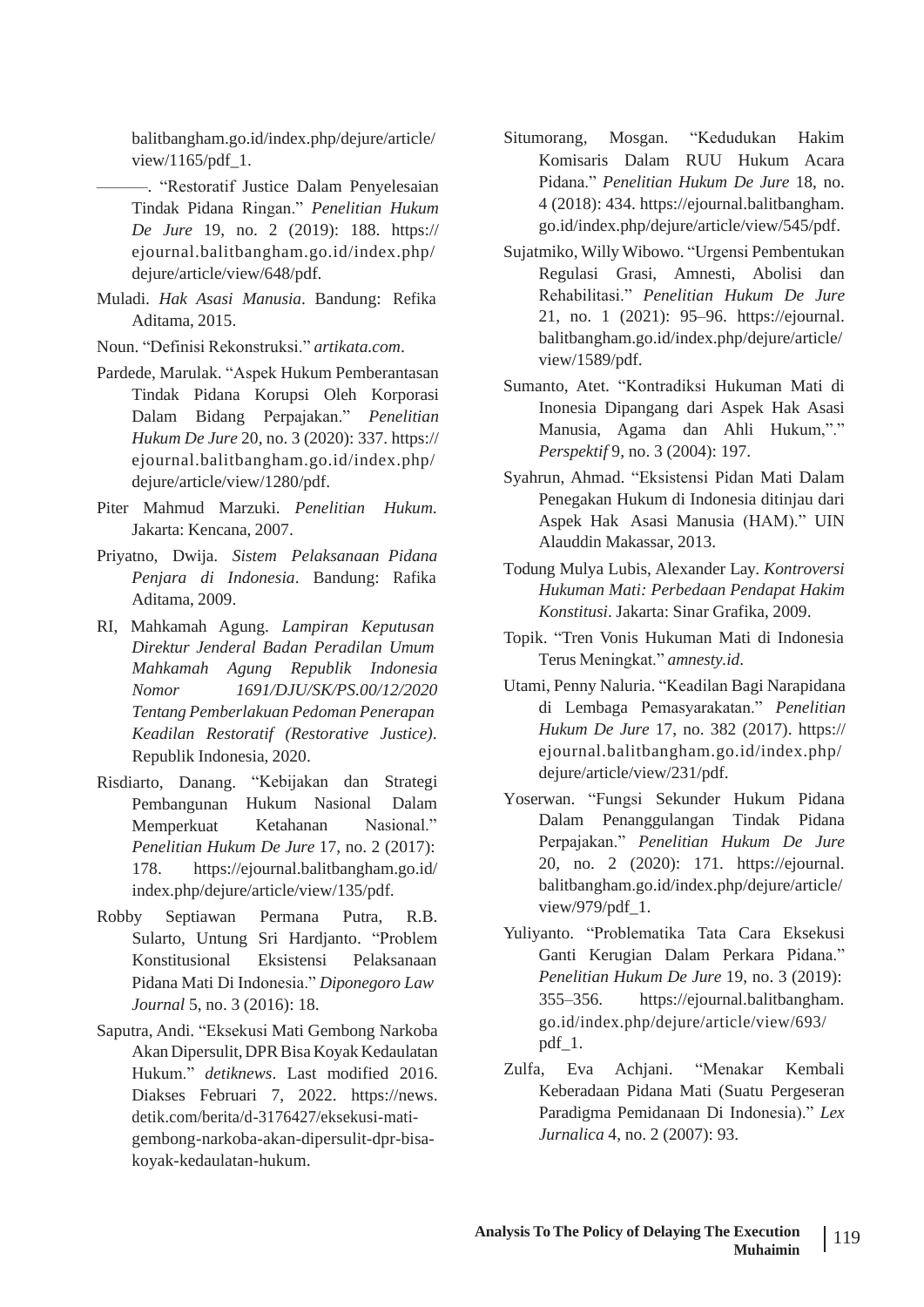balitbangham.go.id/index.php/dejure/article/view/1165/pdf_1.

———. "Restoratif Justice Dalam Penyelesaian Tindak Pidana Ringan." *Penelitian Hukum De Jure* 19, no. 2 (2019): 188. https://ejournal.balitbangham.go.id/index.php/dejure/article/view/648/pdf.

Muladi. *Hak Asasi Manusia*. Bandung: Refika Aditama, 2015.

Noun. "Definisi Rekonstruksi." *artikata.com*.

Pardede, Marulak. "Aspek Hukum Pemberantasan Tindak Pidana Korupsi Oleh Korporasi Dalam Bidang Perpajakan." *Penelitian Hukum De Jure* 20, no. 3 (2020): 337. https://ejournal.balitbangham.go.id/index.php/dejure/article/view/1280/pdf.

Piter Mahmud Marzuki. *Penelitian Hukum*. Jakarta: Kencana, 2007.

Priyatno, Dwija. *Sistem Pelaksanaan Pidana Penjara di Indonesia*. Bandung: Rafika Aditama, 2009.

RI, Mahkamah Agung. *Lampiran Keputusan Direktur Jenderal Badan Peradilan Umum Mahkamah Agung Republik Indonesia Nomor 1691/DJU/SK/PS.00/12/2020 Tentang Pemberlakuan Pedoman Penerapan Keadilan Restoratif (Restorative Justice)*. Republik Indonesia, 2020.

Risdiarto, Danang. "Kebijakan dan Strategi Pembangunan Hukum Nasional Dalam Memperkuat Ketahanan Nasional." *Penelitian Hukum De Jure* 17, no. 2 (2017): 178. https://ejournal.balitbangham.go.id/index.php/dejure/article/view/135/pdf.

Robby Septiawan Permana Putra, R.B. Sularto, Untung Sri Hardjanto. "Problem Konstitusional Eksistensi Pelaksanaan Pidana Mati Di Indonesia." *Diponegoro Law Journal* 5, no. 3 (2016): 18.

Saputra, Andi. "Eksekusi Mati Gembong Narkoba Akan Dipersulit, DPR Bisa Koyak Kedaulatan Hukum." *detiknews*. Last modified 2016. Diakses Februari 7, 2022. https://news.detik.com/berita/d-3176427/eksekusi-mati-gembong-narkoba-akan-dipersulit-dpr-bisa-koyak-kedaulatan-hukum.

Situmorang, Mosgan. "Kedudukan Hakim Komisaris Dalam RUU Hukum Acara Pidana." *Penelitian Hukum De Jure* 18, no. 4 (2018): 434. https://ejournal.balitbangham.go.id/index.php/dejure/article/view/545/pdf.

Sujatmiko, Willy Wibowo. "Urgensi Pembentukan Regulasi Grasi, Amnesti, Abolisi dan Rehabilitasi." *Penelitian Hukum De Jure* 21, no. 1 (2021): 95–96. https://ejournal.balitbangham.go.id/index.php/dejure/article/view/1589/pdf.

Sumanto, Atet. "Kontradiksi Hukuman Mati di Inonesia Dipangang dari Aspek Hak Asasi Manusia, Agama dan Ahli Hukum,"." *Perspektif* 9, no. 3 (2004): 197.

Syahrun, Ahmad. "Eksistensi Pidan Mati Dalam Penegakan Hukum di Indonesia ditinjau dari Aspek Hak Asasi Manusia (HAM)." UIN Alauddin Makassar, 2013.

Todung Mulya Lubis, Alexander Lay. *Kontroversi Hukuman Mati: Perbedaan Pendapat Hakim Konstitusi*. Jakarta: Sinar Grafika, 2009.

Topik. "Tren Vonis Hukuman Mati di Indonesia Terus Meningkat." *amnesty.id*.

Utami, Penny Naluria. "Keadilan Bagi Narapidana di Lembaga Pemasyarakatan." *Penelitian Hukum De Jure* 17, no. 382 (2017). https://ejournal.balitbangham.go.id/index.php/dejure/article/view/231/pdf.

Yoserwan. "Fungsi Sekunder Hukum Pidana Dalam Penanggulangan Tindak Pidana Perpajakan." *Penelitian Hukum De Jure* 20, no. 2 (2020): 171. https://ejournal.balitbangham.go.id/index.php/dejure/article/view/979/pdf_1.

Yuliyanto. "Problematika Tata Cara Eksekusi Ganti Kerugian Dalam Perkara Pidana." *Penelitian Hukum De Jure* 19, no. 3 (2019): 355–356. https://ejournal.balitbangham.go.id/index.php/dejure/article/view/693/pdf_1.

Zulfa, Eva Achjani. "Menakar Kembali Keberadaan Pidana Mati (Suatu Pergeseran Paradigma Pemidanaan Di Indonesia)." *Lex Jurnalica* 4, no. 2 (2007): 93.